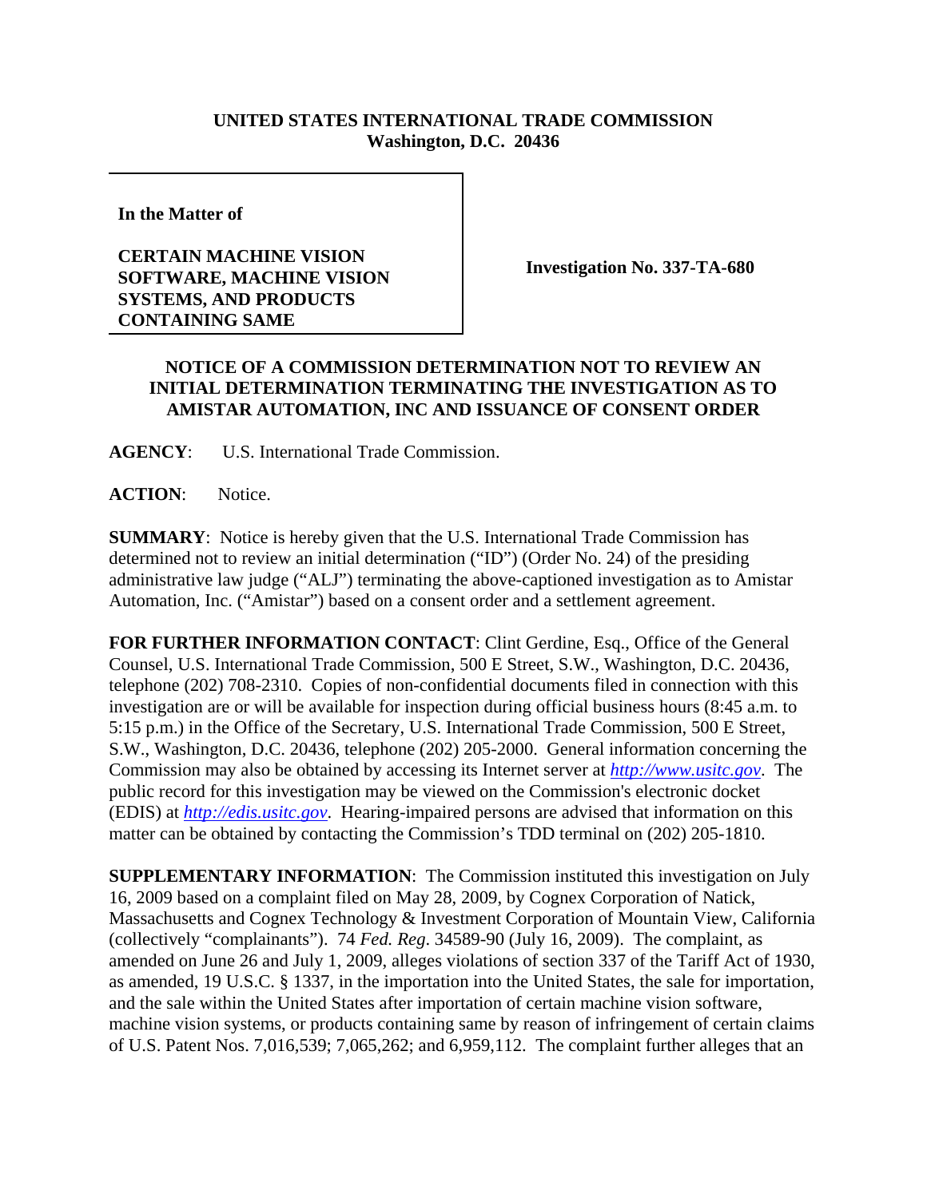**UNITED STATES INTERNATIONAL TRADE COMMISSION**
**Washington, D.C. 20436**

| In the Matter of<br><br>**CERTAIN MACHINE VISION SOFTWARE, MACHINE VISION SYSTEMS, AND PRODUCTS CONTAINING SAME** | **Investigation No. 337-TA-680** |
|---|---|

## NOTICE OF A COMMISSION DETERMINATION NOT TO REVIEW AN INITIAL DETERMINATION TERMINATING THE INVESTIGATION AS TO AMISTAR AUTOMATION, INC AND ISSUANCE OF CONSENT ORDER

**AGENCY**: U.S. International Trade Commission.

**ACTION**: Notice.

**SUMMARY**: Notice is hereby given that the U.S. International Trade Commission has determined not to review an initial determination ("ID") (Order No. 24) of the presiding administrative law judge ("ALJ") terminating the above-captioned investigation as to Amistar Automation, Inc. ("Amistar") based on a consent order and a settlement agreement.

**FOR FURTHER INFORMATION CONTACT**: Clint Gerdine, Esq., Office of the General Counsel, U.S. International Trade Commission, 500 E Street, S.W., Washington, D.C. 20436, telephone (202) 708-2310. Copies of non-confidential documents filed in connection with this investigation are or will be available for inspection during official business hours (8:45 a.m. to 5:15 p.m.) in the Office of the Secretary, U.S. International Trade Commission, 500 E Street, S.W., Washington, D.C. 20436, telephone (202) 205-2000. General information concerning the Commission may also be obtained by accessing its Internet server at *http://www.usitc.gov*. The public record for this investigation may be viewed on the Commission's electronic docket (EDIS) at *http://edis.usitc.gov.* Hearing-impaired persons are advised that information on this matter can be obtained by contacting the Commission's TDD terminal on (202) 205-1810.

**SUPPLEMENTARY INFORMATION**: The Commission instituted this investigation on July 16, 2009 based on a complaint filed on May 28, 2009, by Cognex Corporation of Natick, Massachusetts and Cognex Technology & Investment Corporation of Mountain View, California (collectively "complainants"). 74 *Fed. Reg*. 34589-90 (July 16, 2009). The complaint, as amended on June 26 and July 1, 2009, alleges violations of section 337 of the Tariff Act of 1930, as amended, 19 U.S.C. § 1337, in the importation into the United States, the sale for importation, and the sale within the United States after importation of certain machine vision software, machine vision systems, or products containing same by reason of infringement of certain claims of U.S. Patent Nos. 7,016,539; 7,065,262; and 6,959,112. The complaint further alleges that an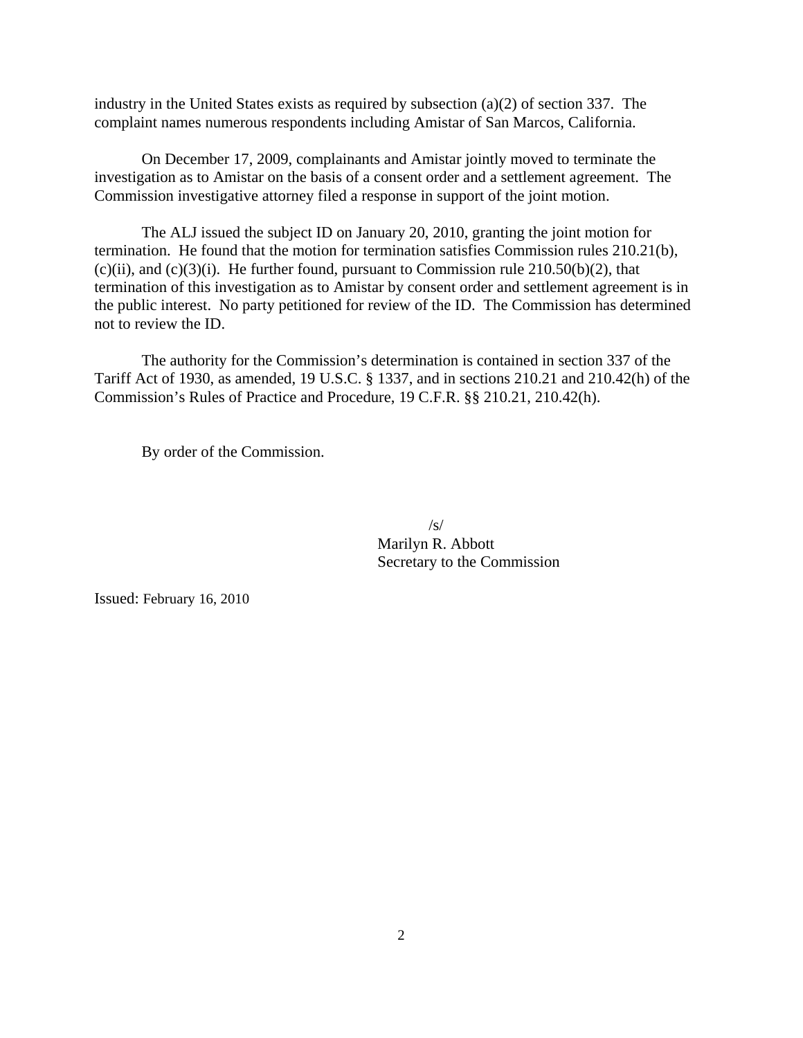industry in the United States exists as required by subsection (a)(2) of section 337. The complaint names numerous respondents including Amistar of San Marcos, California.

On December 17, 2009, complainants and Amistar jointly moved to terminate the investigation as to Amistar on the basis of a consent order and a settlement agreement. The Commission investigative attorney filed a response in support of the joint motion.

The ALJ issued the subject ID on January 20, 2010, granting the joint motion for termination. He found that the motion for termination satisfies Commission rules 210.21(b), (c)(ii), and (c)(3)(i). He further found, pursuant to Commission rule 210.50(b)(2), that termination of this investigation as to Amistar by consent order and settlement agreement is in the public interest. No party petitioned for review of the ID. The Commission has determined not to review the ID.

The authority for the Commission's determination is contained in section 337 of the Tariff Act of 1930, as amended, 19 U.S.C. § 1337, and in sections 210.21 and 210.42(h) of the Commission's Rules of Practice and Procedure, 19 C.F.R. §§ 210.21, 210.42(h).

By order of the Commission.

/s/
Marilyn R. Abbott
Secretary to the Commission

Issued: February 16, 2010